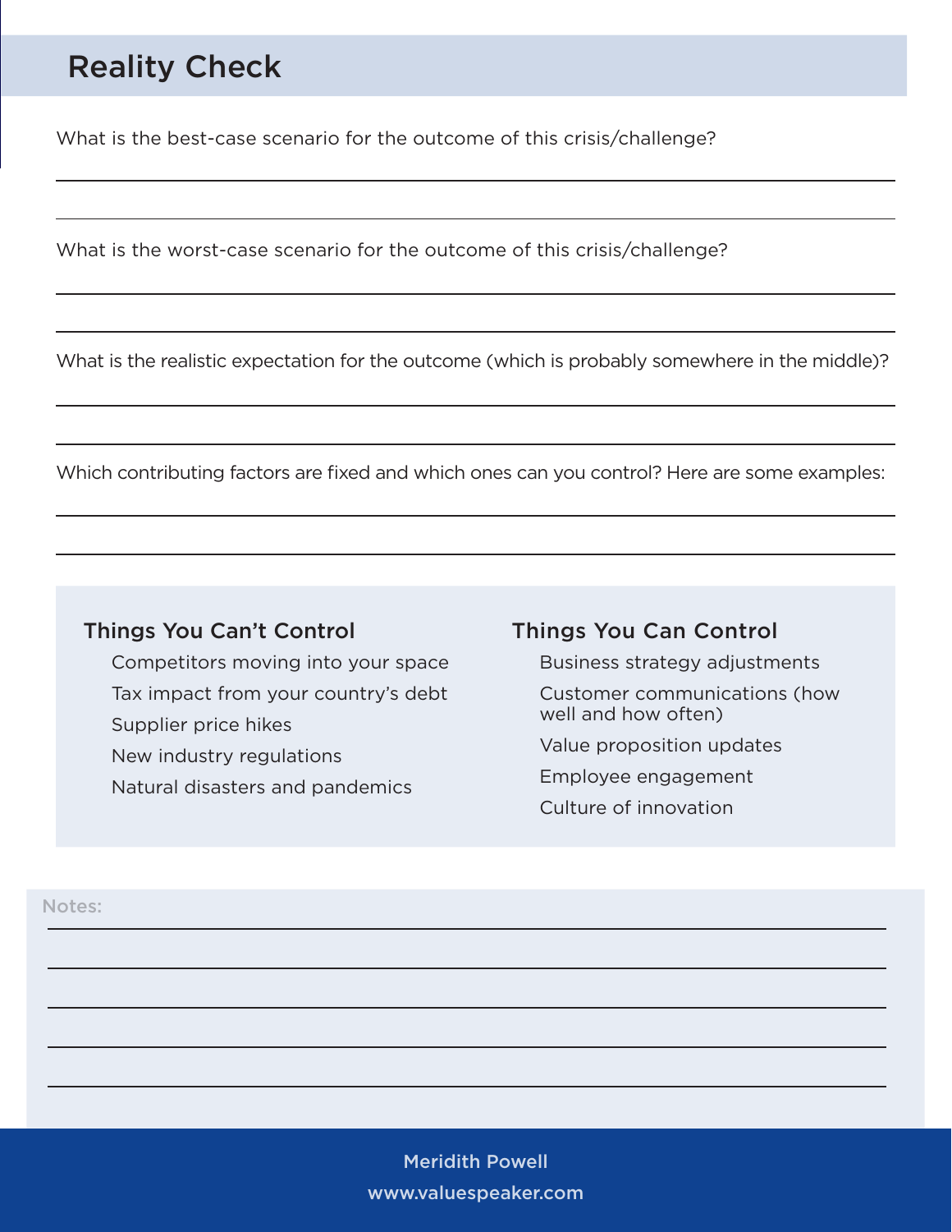# Reality Check

What is the best-case scenario for the outcome of this crisis/challenge?

What is the worst-case scenario for the outcome of this crisis/challenge?

What is the realistic expectation for the outcome (which is probably somewhere in the middle)?

Which contributing factors are fixed and which ones can you control? Here are some examples:

### Things You Can't Control

- Competitors moving into your space
- Tax impact from your country's debt
- Supplier price hikes
- New industry regulations
- Natural disasters and pandemics

### Things You Can Control

- Business strategy adjustments
- Customer communications (how well and how often)
- Value proposition updates
- Employee engagement
- Culture of innovation

Notes:

Meridith Powell

www.valuespeaker.com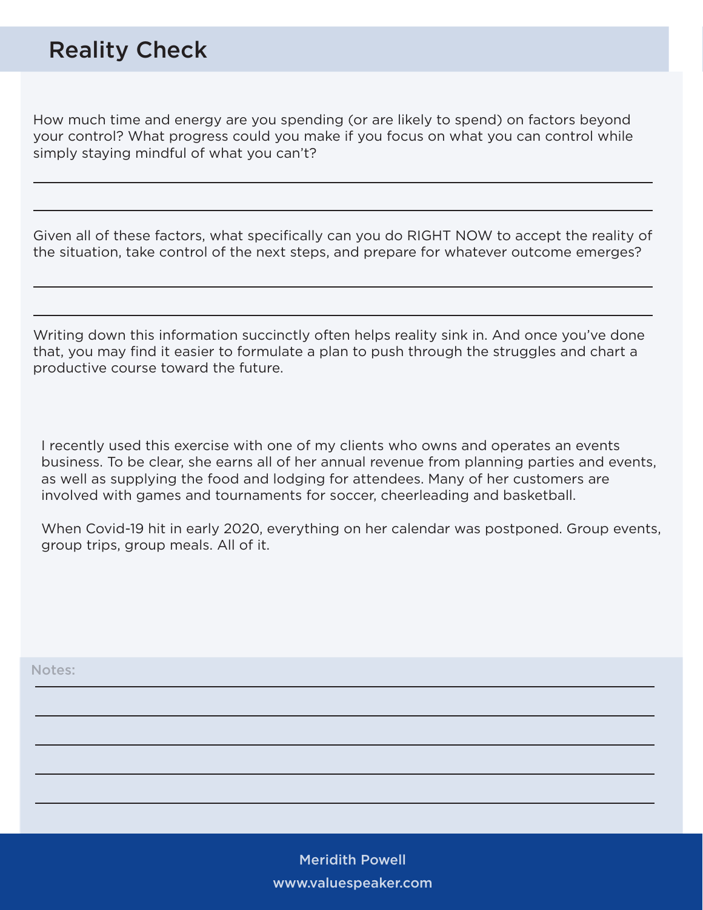## Reality Check

How much time and energy are you spending (or are likely to spend) on factors beyond your control? What progress could you make if you focus on what you can control while simply staying mindful of what you can't?

Given all of these factors, what specifically can you do RIGHT NOW to accept the reality of the situation, take control of the next steps, and prepare for whatever outcome emerges?

Writing down this information succinctly often helps reality sink in. And once you've done that, you may find it easier to formulate a plan to push through the struggles and chart a productive course toward the future.

I recently used this exercise with one of my clients who owns and operates an events business. To be clear, she earns all of her annual revenue from planning parties and events, as well as supplying the food and lodging for attendees. Many of her customers are involved with games and tournaments for soccer, cheerleading and basketball.

When Covid-19 hit in early 2020, everything on her calendar was postponed. Group events, group trips, group meals. All of it.

Notes: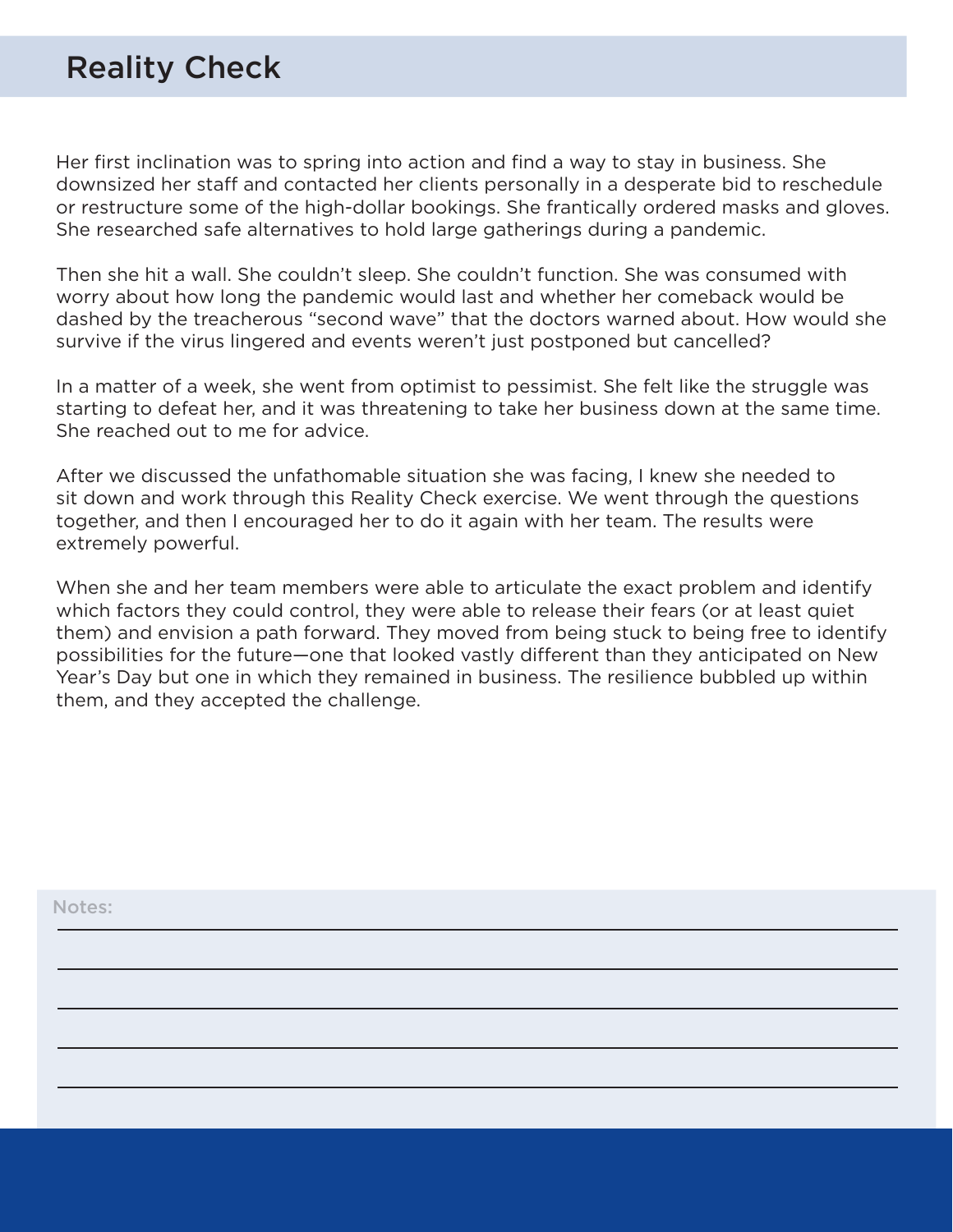# Reality Check

Her first inclination was to spring into action and find a way to stay in business. She downsized her staff and contacted her clients personally in a desperate bid to reschedule or restructure some of the high-dollar bookings. She frantically ordered masks and gloves. She researched safe alternatives to hold large gatherings during a pandemic.

Then she hit a wall. She couldn't sleep. She couldn't function. She was consumed with worry about how long the pandemic would last and whether her comeback would be dashed by the treacherous "second wave" that the doctors warned about. How would she survive if the virus lingered and events weren't just postponed but cancelled?

In a matter of a week, she went from optimist to pessimist. She felt like the struggle was starting to defeat her, and it was threatening to take her business down at the same time. She reached out to me for advice.

After we discussed the unfathomable situation she was facing, I knew she needed to sit down and work through this Reality Check exercise. We went through the questions together, and then I encouraged her to do it again with her team. The results were extremely powerful.

When she and her team members were able to articulate the exact problem and identify which factors they could control, they were able to release their fears (or at least quiet them) and envision a path forward. They moved from being stuck to being free to identify possibilities for the future—one that looked vastly different than they anticipated on New Year's Day but one in which they remained in business. The resilience bubbled up within them, and they accepted the challenge.

Notes: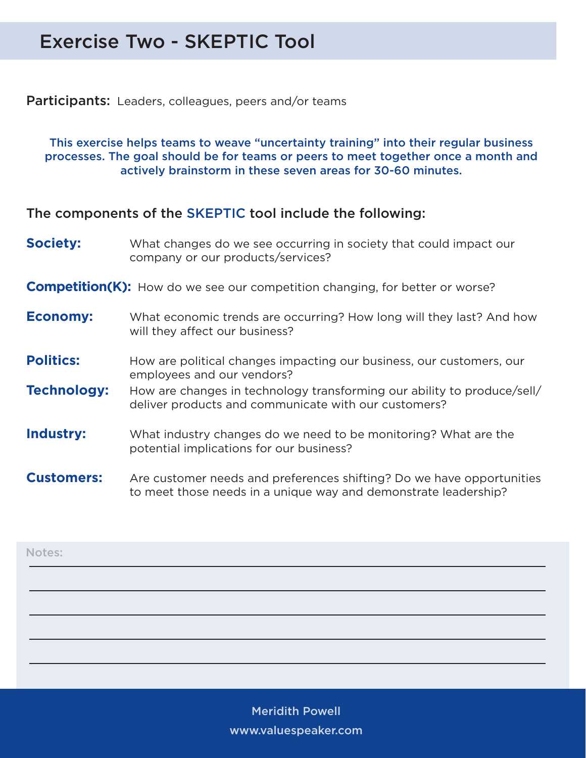# Exercise Two - SKEPTIC Tool

**Participants:** Leaders, colleagues, peers and/or teams

**This exercise helps teams to weave "uncertainty training" into their regular business processes. The goal should be for teams or peers to meet together once a month and actively brainstorm in these seven areas for 30-60 minutes.**

### The components of the SKEPTIC tool include the following:

**Society:** What changes do we see occurring in society that could impact our company or our products/services?

**Competition(K):** How do we see our competition changing, for better or worse?

**Economy:** What economic trends are occurring? How long will they last? And how will they affect our business?

**Politics:** How are political changes impacting our business, our customers, our employees and our vendors?

**Technology:** How are changes in technology transforming our ability to produce/sell/deliver products and communicate with our customers?

**Industry:** What industry changes do we need to be monitoring? What are the potential implications for our business?

**Customers:** Are customer needs and preferences shifting? Do we have opportunities to meet those needs in a unique way and demonstrate leadership?

Notes:

Meridith Powell
www.valuespeaker.com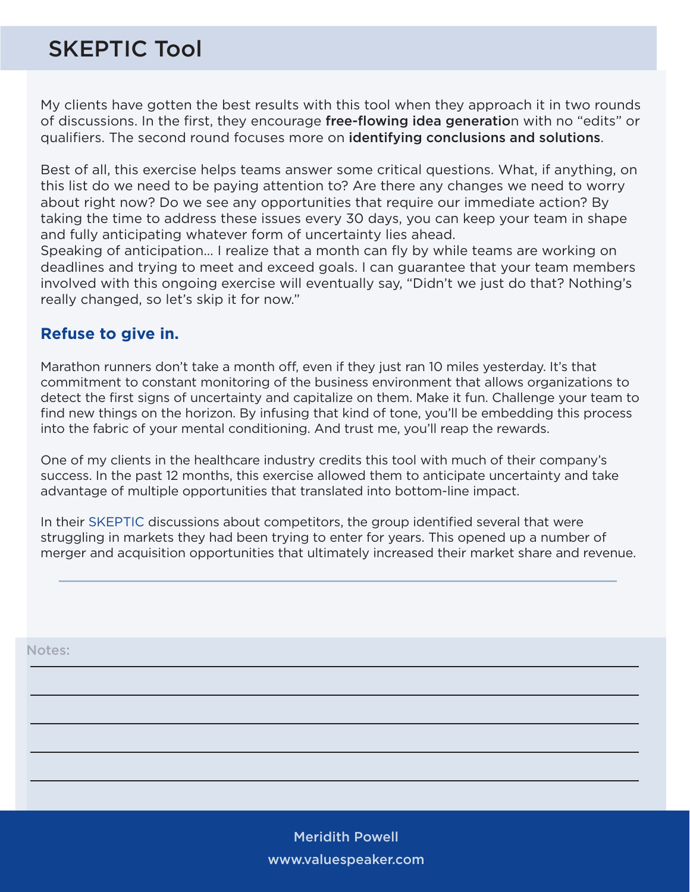# SKEPTIC Tool

My clients have gotten the best results with this tool when they approach it in two rounds of discussions. In the first, they encourage **free-flowing idea generatio**n with no "edits" or qualifiers. The second round focuses more on **identifying conclusions and solutions**.

Best of all, this exercise helps teams answer some critical questions. What, if anything, on this list do we need to be paying attention to? Are there any changes we need to worry about right now? Do we see any opportunities that require our immediate action? By taking the time to address these issues every 30 days, you can keep your team in shape and fully anticipating whatever form of uncertainty lies ahead.
Speaking of anticipation… I realize that a month can fly by while teams are working on deadlines and trying to meet and exceed goals. I can guarantee that your team members involved with this ongoing exercise will eventually say, "Didn't we just do that? Nothing's really changed, so let's skip it for now."

### Refuse to give in.

Marathon runners don't take a month off, even if they just ran 10 miles yesterday. It's that commitment to constant monitoring of the business environment that allows organizations to detect the first signs of uncertainty and capitalize on them. Make it fun. Challenge your team to find new things on the horizon. By infusing that kind of tone, you'll be embedding this process into the fabric of your mental conditioning. And trust me, you'll reap the rewards.

One of my clients in the healthcare industry credits this tool with much of their company's success. In the past 12 months, this exercise allowed them to anticipate uncertainty and take advantage of multiple opportunities that translated into bottom-line impact.

In their SKEPTIC discussions about competitors, the group identified several that were struggling in markets they had been trying to enter for years. This opened up a number of merger and acquisition opportunities that ultimately increased their market share and revenue.

---

Notes:

\_\_\_\_\_\_\_\_\_\_\_\_\_\_\_\_\_\_\_\_\_\_\_\_\_\_\_\_\_\_\_\_\_\_\_\_\_\_\_\_\_\_\_\_

\_\_\_\_\_\_\_\_\_\_\_\_\_\_\_\_\_\_\_\_\_\_\_\_\_\_\_\_\_\_\_\_\_\_\_\_\_\_\_\_\_\_\_\_

\_\_\_\_\_\_\_\_\_\_\_\_\_\_\_\_\_\_\_\_\_\_\_\_\_\_\_\_\_\_\_\_\_\_\_\_\_\_\_\_\_\_\_\_

\_\_\_\_\_\_\_\_\_\_\_\_\_\_\_\_\_\_\_\_\_\_\_\_\_\_\_\_\_\_\_\_\_\_\_\_\_\_\_\_\_\_\_\_

\_\_\_\_\_\_\_\_\_\_\_\_\_\_\_\_\_\_\_\_\_\_\_\_\_\_\_\_\_\_\_\_\_\_\_\_\_\_\_\_\_\_\_\_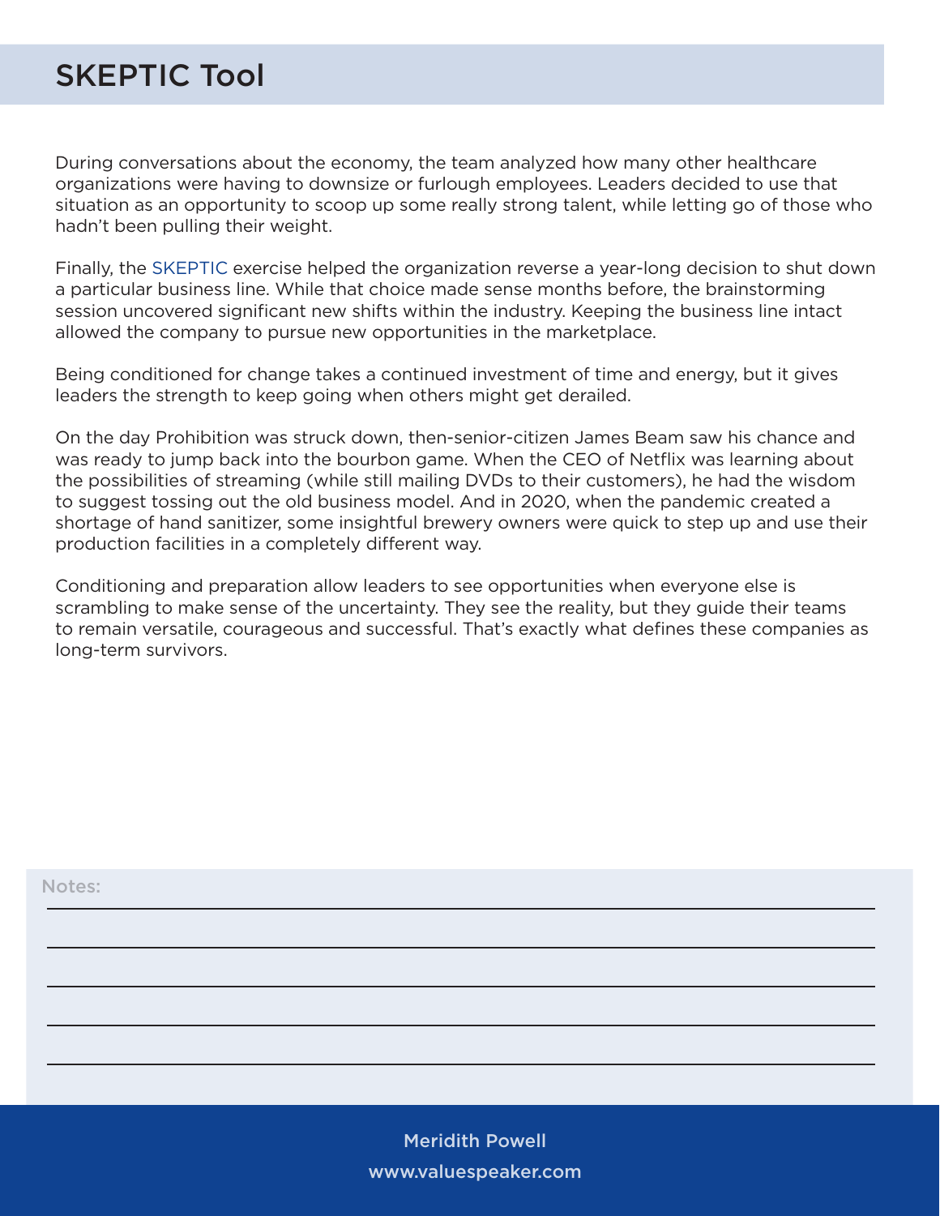# SKEPTIC Tool

During conversations about the economy, the team analyzed how many other healthcare organizations were having to downsize or furlough employees. Leaders decided to use that situation as an opportunity to scoop up some really strong talent, while letting go of those who hadn't been pulling their weight.

Finally, the SKEPTIC exercise helped the organization reverse a year-long decision to shut down a particular business line. While that choice made sense months before, the brainstorming session uncovered significant new shifts within the industry. Keeping the business line intact allowed the company to pursue new opportunities in the marketplace.

Being conditioned for change takes a continued investment of time and energy, but it gives leaders the strength to keep going when others might get derailed.

On the day Prohibition was struck down, then-senior-citizen James Beam saw his chance and was ready to jump back into the bourbon game. When the CEO of Netflix was learning about the possibilities of streaming (while still mailing DVDs to their customers), he had the wisdom to suggest tossing out the old business model. And in 2020, when the pandemic created a shortage of hand sanitizer, some insightful brewery owners were quick to step up and use their production facilities in a completely different way.

Conditioning and preparation allow leaders to see opportunities when everyone else is scrambling to make sense of the uncertainty. They see the reality, but they guide their teams to remain versatile, courageous and successful. That's exactly what defines these companies as long-term survivors.

Notes: